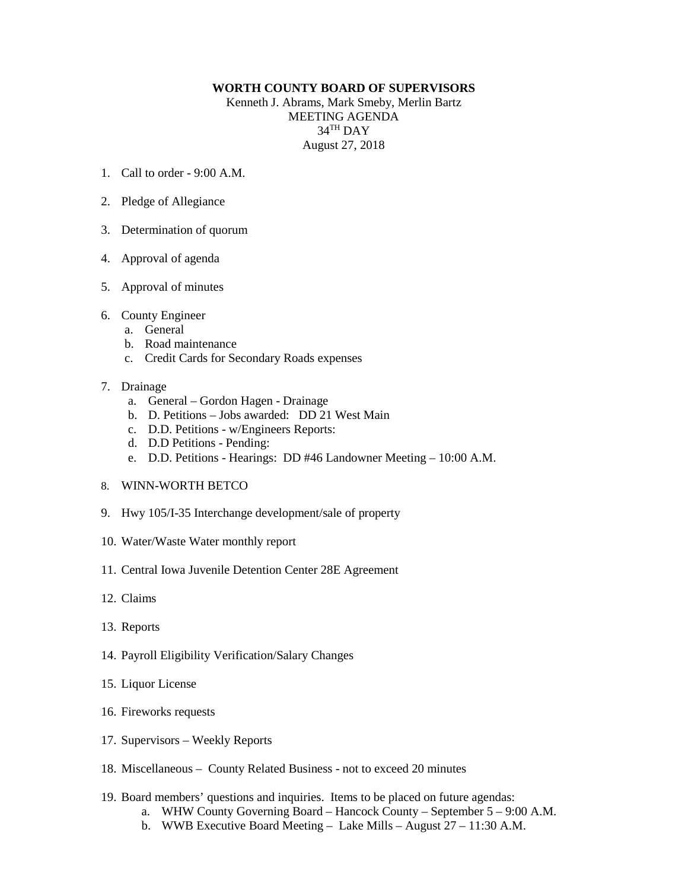**WORTH COUNTY BOARD OF SUPERVISORS**

Kenneth J. Abrams, Mark Smeby, Merlin Bartz
MEETING AGENDA
34TH DAY
August 27, 2018

1. Call to order - 9:00 A.M.

2. Pledge of Allegiance

3. Determination of quorum

4. Approval of agenda

5. Approval of minutes

6. County Engineer
   a. General
   b. Road maintenance
   c. Credit Cards for Secondary Roads expenses

7. Drainage
   a. General – Gordon Hagen - Drainage
   b. D. Petitions – Jobs awarded: DD 21 West Main
   c. D.D. Petitions - w/Engineers Reports:
   d. D.D Petitions - Pending:
   e. D.D. Petitions - Hearings: DD #46 Landowner Meeting – 10:00 A.M.

8. WINN-WORTH BETCO

9. Hwy 105/I-35 Interchange development/sale of property

10. Water/Waste Water monthly report

11. Central Iowa Juvenile Detention Center 28E Agreement

12. Claims

13. Reports

14. Payroll Eligibility Verification/Salary Changes

15. Liquor License

16. Fireworks requests

17. Supervisors – Weekly Reports

18. Miscellaneous – County Related Business - not to exceed 20 minutes

19. Board members' questions and inquiries. Items to be placed on future agendas:
    a. WHW County Governing Board – Hancock County – September 5 – 9:00 A.M.
    b. WWB Executive Board Meeting – Lake Mills – August 27 – 11:30 A.M.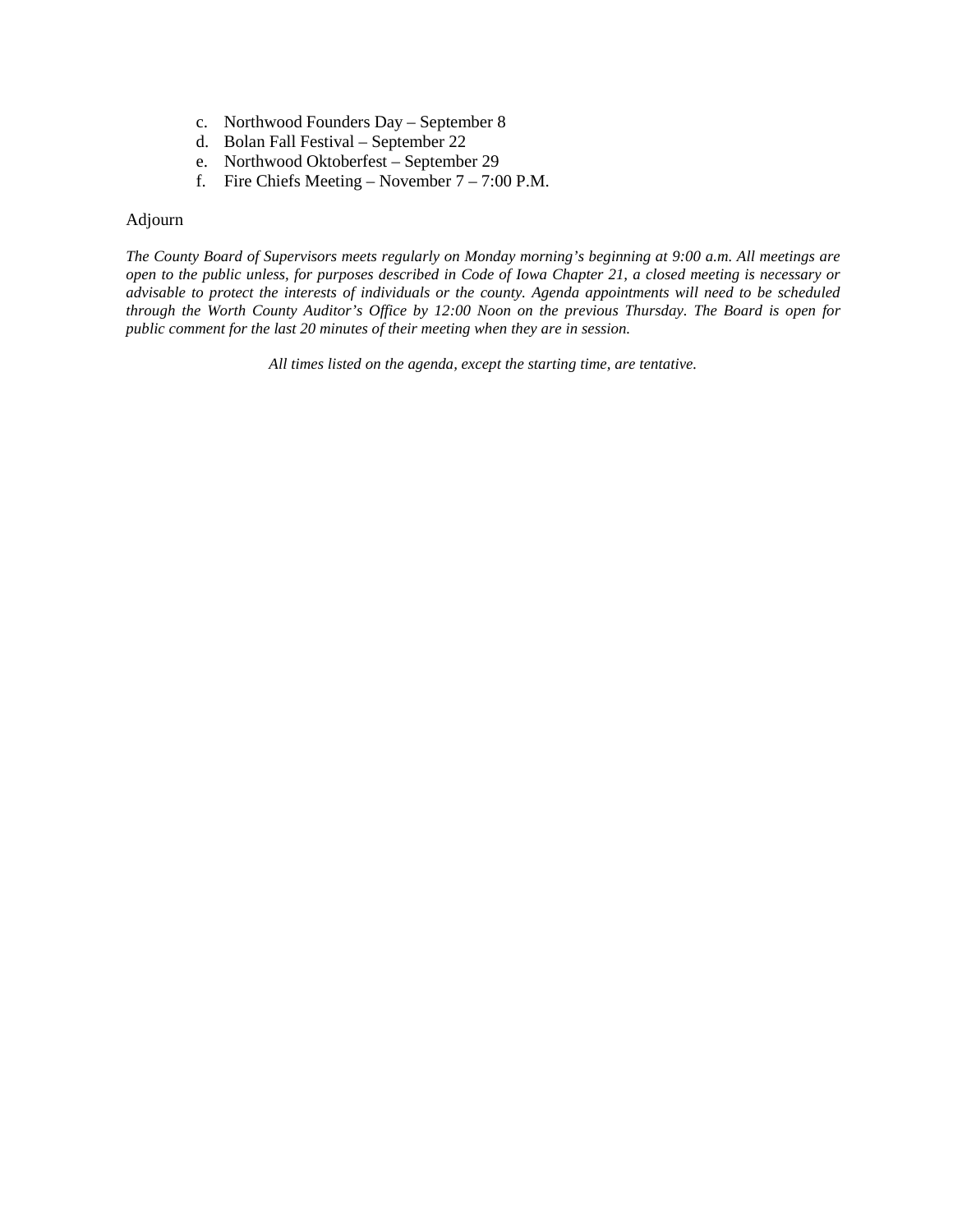c. Northwood Founders Day – September 8
d. Bolan Fall Festival – September 22
e. Northwood Oktoberfest – September 29
f. Fire Chiefs Meeting – November 7 – 7:00 P.M.

Adjourn

*The County Board of Supervisors meets regularly on Monday morning's beginning at 9:00 a.m. All meetings are open to the public unless, for purposes described in Code of Iowa Chapter 21, a closed meeting is necessary or advisable to protect the interests of individuals or the county. Agenda appointments will need to be scheduled through the Worth County Auditor's Office by 12:00 Noon on the previous Thursday. The Board is open for public comment for the last 20 minutes of their meeting when they are in session.*

*All times listed on the agenda, except the starting time, are tentative.*